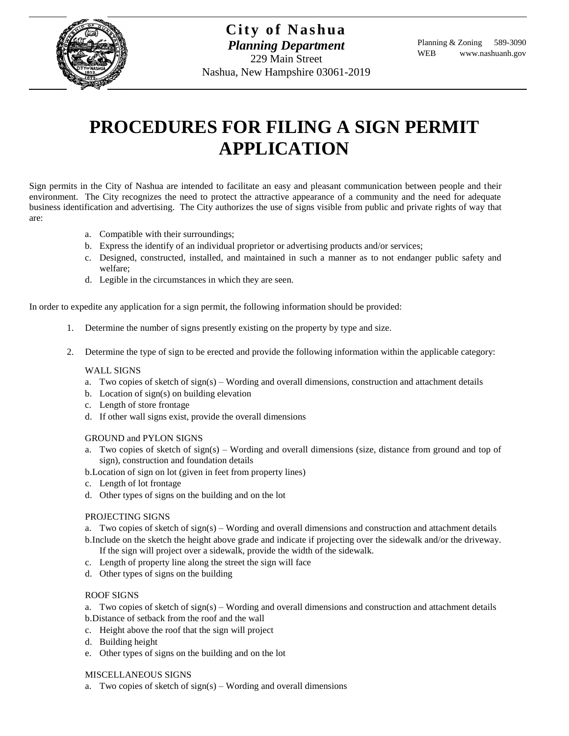**City of Nashua**
***Planning Department***
229 Main Street
Nashua, New Hampshire 03061-2019

Planning & Zoning 589-3090
WEB www.nashuanh.gov

# PROCEDURES FOR FILING A SIGN PERMIT APPLICATION

Sign permits in the City of Nashua are intended to facilitate an easy and pleasant communication between people and their environment. The City recognizes the need to protect the attractive appearance of a community and the need for adequate business identification and advertising. The City authorizes the use of signs visible from public and private rights of way that are:

a. Compatible with their surroundings;
b. Express the identify of an individual proprietor or advertising products and/or services;
c. Designed, constructed, installed, and maintained in such a manner as to not endanger public safety and welfare;
d. Legible in the circumstances in which they are seen.

In order to expedite any application for a sign permit, the following information should be provided:

1. Determine the number of signs presently existing on the property by type and size.

2. Determine the type of sign to be erected and provide the following information within the applicable category:

   WALL SIGNS
   a. Two copies of sketch of sign(s) – Wording and overall dimensions, construction and attachment details
   b. Location of sign(s) on building elevation
   c. Length of store frontage
   d. If other wall signs exist, provide the overall dimensions

   GROUND and PYLON SIGNS
   a. Two copies of sketch of sign(s) – Wording and overall dimensions (size, distance from ground and top of sign), construction and foundation details
   b. Location of sign on lot (given in feet from property lines)
   c. Length of lot frontage
   d. Other types of signs on the building and on the lot

   PROJECTING SIGNS
   a. Two copies of sketch of sign(s) – Wording and overall dimensions and construction and attachment details
   b. Include on the sketch the height above grade and indicate if projecting over the sidewalk and/or the driveway. If the sign will project over a sidewalk, provide the width of the sidewalk.
   c. Length of property line along the street the sign will face
   d. Other types of signs on the building

   ROOF SIGNS
   a. Two copies of sketch of sign(s) – Wording and overall dimensions and construction and attachment details
   b. Distance of setback from the roof and the wall
   c. Height above the roof that the sign will project
   d. Building height
   e. Other types of signs on the building and on the lot

   MISCELLANEOUS SIGNS
   a. Two copies of sketch of sign(s) – Wording and overall dimensions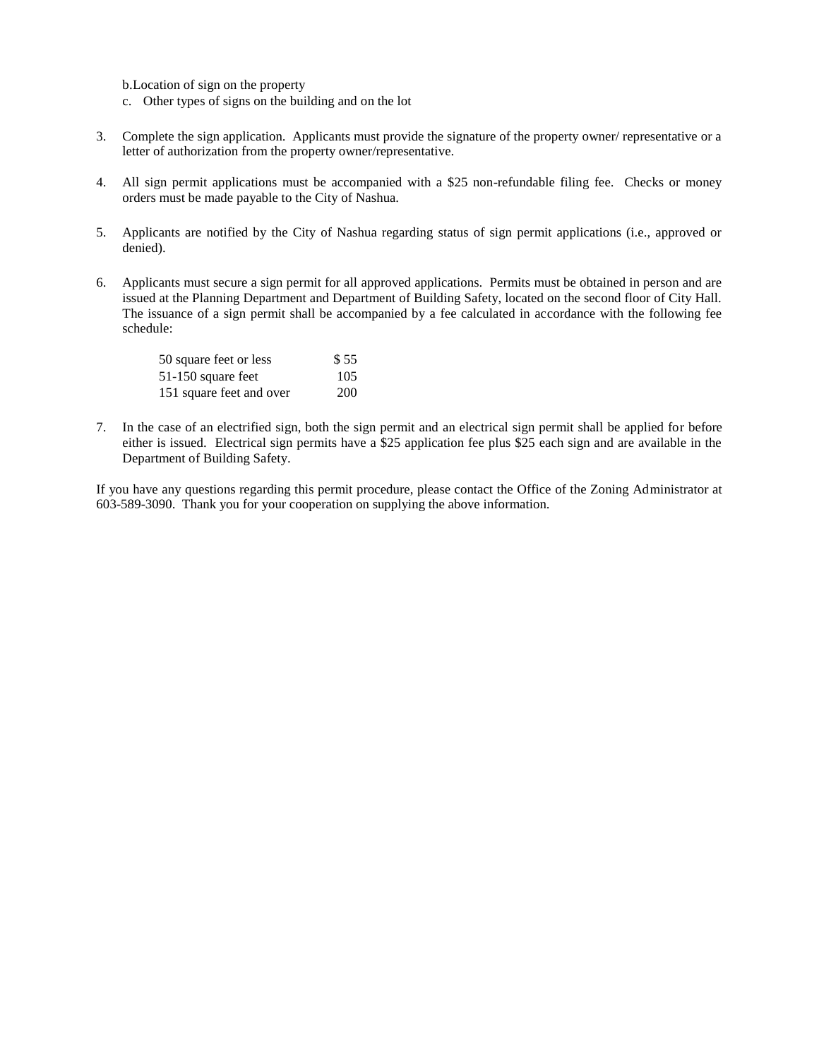b. Location of sign on the property
c. Other types of signs on the building and on the lot

3. Complete the sign application. Applicants must provide the signature of the property owner/ representative or a letter of authorization from the property owner/representative.

4. All sign permit applications must be accompanied with a $25 non-refundable filing fee. Checks or money orders must be made payable to the City of Nashua.

5. Applicants are notified by the City of Nashua regarding status of sign permit applications (i.e., approved or denied).

6. Applicants must secure a sign permit for all approved applications. Permits must be obtained in person and are issued at the Planning Department and Department of Building Safety, located on the second floor of City Hall. The issuance of a sign permit shall be accompanied by a fee calculated in accordance with the following fee schedule:

| | |
|---|---|
| 50 square feet or less | $ 55 |
| 51-150 square feet | 105 |
| 151 square feet and over | 200 |

7. In the case of an electrified sign, both the sign permit and an electrical sign permit shall be applied for before either is issued. Electrical sign permits have a $25 application fee plus $25 each sign and are available in the Department of Building Safety.

If you have any questions regarding this permit procedure, please contact the Office of the Zoning Administrator at 603-589-3090. Thank you for your cooperation on supplying the above information.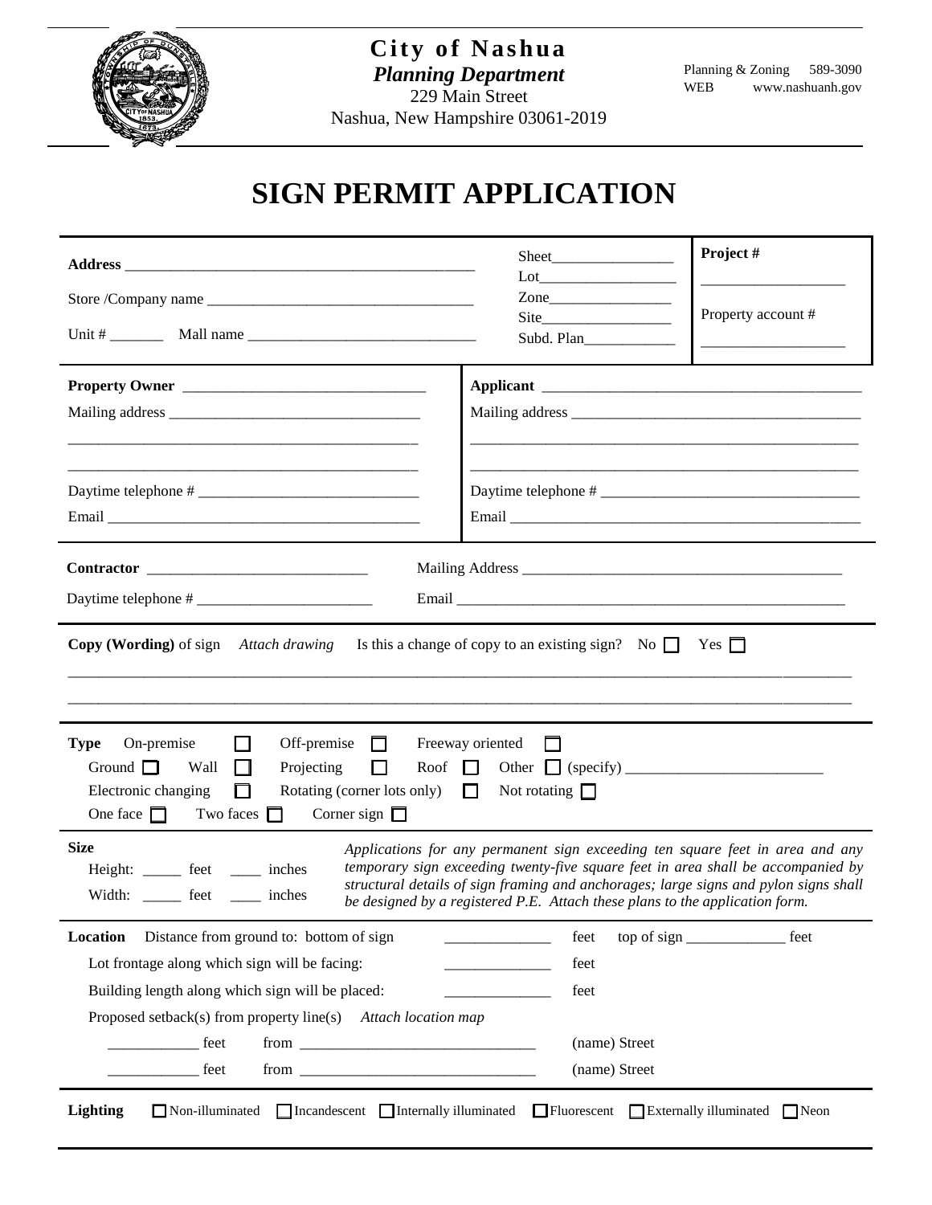**City of Nashua**
***Planning Department***
229 Main Street
Nashua, New Hampshire 03061-2019

Planning & Zoning 589-3090
WEB www.nashuanh.gov

# SIGN PERMIT APPLICATION

**Address** ___________________________________________

Store /Company name ________________________________

Unit # _______ Mall name ____________________________

Sheet________________
Lot__________________
Zone________________
Site_________________
Subd. Plan____________

**Project #** ___________________

Property account # ___________________

**Property Owner** ______________________________

Mailing address ________________________________

_______________________________________________

_______________________________________________

Daytime telephone # ____________________________

Email _________________________________________

**Applicant** __________________________________________

Mailing address _____________________________________

___________________________________________________

___________________________________________________

Daytime telephone # _________________________________

Email _______________________________________________

**Contractor** ____________________________ Mailing Address __________________________________________

Daytime telephone # _______________________ Email ___________________________________________________

**Copy (Wording)** of sign *Attach drawing* Is this a change of copy to an existing sign? No ☐ Yes ☐

_____________________________________________________________________________________________

_____________________________________________________________________________________________

**Type** On-premise ☐ Off-premise ☐ Freeway oriented ☐
Ground ☐ Wall ☐ Projecting ☐ Roof ☐ Other ☐ (specify) __________________________
Electronic changing ☐ Rotating (corner lots only) ☐ Not rotating ☐
One face ☐ Two faces ☐ Corner sign ☐

**Size**
Height: _____ feet ____ inches
Width: _____ feet ____ inches

*Applications for any permanent sign exceeding ten square feet in area and any temporary sign exceeding twenty-five square feet in area shall be accompanied by structural details of sign framing and anchorages; large signs and pylon signs shall be designed by a registered P.E. Attach these plans to the application form.*

**Location** Distance from ground to: bottom of sign ______________ feet top of sign _____________ feet
Lot frontage along which sign will be facing: ______________ feet
Building length along which sign will be placed: ______________ feet
Proposed setback(s) from property line(s) *Attach location map*
____________ feet from ______________________________ (name) Street
____________ feet from ______________________________ (name) Street

**Lighting** ☐ Non-illuminated ☐ Incandescent ☐ Internally illuminated ☐ Fluorescent ☐ Externally illuminated ☐ Neon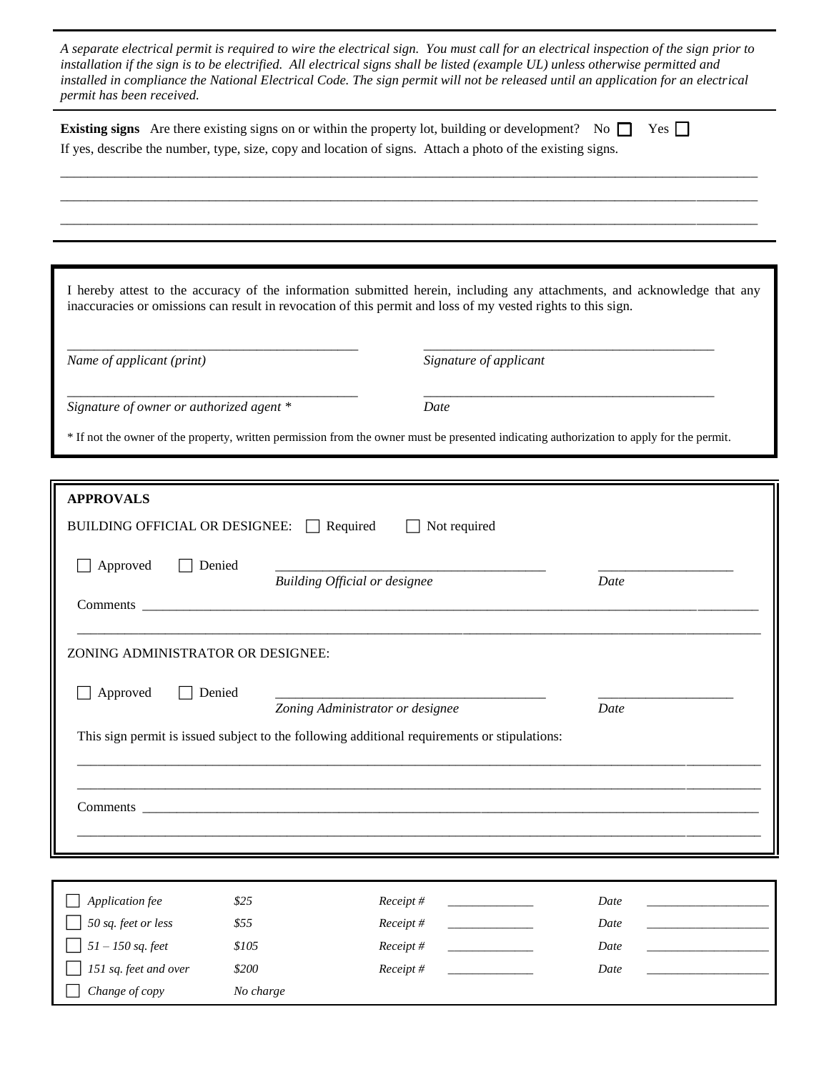*A separate electrical permit is required to wire the electrical sign. You must call for an electrical inspection of the sign prior to installation if the sign is to be electrified. All electrical signs shall be listed (example UL) unless otherwise permitted and installed in compliance the National Electrical Code. The sign permit will not be released until an application for an electrical permit has been received.*

**Existing signs** Are there existing signs on or within the property lot, building or development? No ☐ Yes ☐

If yes, describe the number, type, size, copy and location of signs. Attach a photo of the existing signs.

\_\_\_\_\_\_\_\_\_\_\_\_\_\_\_\_\_\_\_\_\_\_\_\_\_\_\_\_\_\_\_\_\_\_\_\_\_\_\_\_\_\_\_\_\_\_\_\_\_\_\_\_\_\_\_\_\_\_\_\_\_\_\_\_\_\_\_\_\_\_\_\_

\_\_\_\_\_\_\_\_\_\_\_\_\_\_\_\_\_\_\_\_\_\_\_\_\_\_\_\_\_\_\_\_\_\_\_\_\_\_\_\_\_\_\_\_\_\_\_\_\_\_\_\_\_\_\_\_\_\_\_\_\_\_\_\_\_\_\_\_\_\_\_\_

\_\_\_\_\_\_\_\_\_\_\_\_\_\_\_\_\_\_\_\_\_\_\_\_\_\_\_\_\_\_\_\_\_\_\_\_\_\_\_\_\_\_\_\_\_\_\_\_\_\_\_\_\_\_\_\_\_\_\_\_\_\_\_\_\_\_\_\_\_\_\_\_

I hereby attest to the accuracy of the information submitted herein, including any attachments, and acknowledge that any inaccuracies or omissions can result in revocation of this permit and loss of my vested rights to this sign.

| | |
|---|---|
| \_\_\_\_\_\_\_\_\_\_\_\_\_\_\_\_\_\_\_\_\_\_\_\_\_\_\_\_ | \_\_\_\_\_\_\_\_\_\_\_\_\_\_\_\_\_\_\_\_\_\_\_\_\_\_\_\_ |
| *Name of applicant (print)* | *Signature of applicant* |
| \_\_\_\_\_\_\_\_\_\_\_\_\_\_\_\_\_\_\_\_\_\_\_\_\_\_\_\_ | \_\_\_\_\_\_\_\_\_\_\_\_\_\_\_\_\_\_\_\_\_\_\_\_\_\_\_\_ |
| *Signature of owner or authorized agent \** | *Date* |

\* If not the owner of the property, written permission from the owner must be presented indicating authorization to apply for the permit.

**APPROVALS**

BUILDING OFFICIAL OR DESIGNEE: ☐ Required ☐ Not required

☐ Approved ☐ Denied \_\_\_\_\_\_\_\_\_\_\_\_\_\_\_\_\_\_\_\_\_\_\_\_\_\_ \_\_\_\_\_\_\_\_\_\_\_\_\_\_
*Building Official or designee* *Date*

Comments \_\_\_\_\_\_\_\_\_\_\_\_\_\_\_\_\_\_\_\_\_\_\_\_\_\_\_\_\_\_\_\_\_\_\_\_\_\_\_\_\_\_\_\_\_\_\_\_\_\_\_\_\_\_\_\_\_\_\_\_\_\_\_\_

\_\_\_\_\_\_\_\_\_\_\_\_\_\_\_\_\_\_\_\_\_\_\_\_\_\_\_\_\_\_\_\_\_\_\_\_\_\_\_\_\_\_\_\_\_\_\_\_\_\_\_\_\_\_\_\_\_\_\_\_\_\_\_\_\_\_\_\_\_\_\_\_

ZONING ADMINISTRATOR OR DESIGNEE:

☐ Approved ☐ Denied \_\_\_\_\_\_\_\_\_\_\_\_\_\_\_\_\_\_\_\_\_\_\_\_\_\_ \_\_\_\_\_\_\_\_\_\_\_\_\_\_
*Zoning Administrator or designee* *Date*

This sign permit is issued subject to the following additional requirements or stipulations:

\_\_\_\_\_\_\_\_\_\_\_\_\_\_\_\_\_\_\_\_\_\_\_\_\_\_\_\_\_\_\_\_\_\_\_\_\_\_\_\_\_\_\_\_\_\_\_\_\_\_\_\_\_\_\_\_\_\_\_\_\_\_\_\_\_\_\_\_\_\_\_\_

\_\_\_\_\_\_\_\_\_\_\_\_\_\_\_\_\_\_\_\_\_\_\_\_\_\_\_\_\_\_\_\_\_\_\_\_\_\_\_\_\_\_\_\_\_\_\_\_\_\_\_\_\_\_\_\_\_\_\_\_\_\_\_\_\_\_\_\_\_\_\_\_

Comments \_\_\_\_\_\_\_\_\_\_\_\_\_\_\_\_\_\_\_\_\_\_\_\_\_\_\_\_\_\_\_\_\_\_\_\_\_\_\_\_\_\_\_\_\_\_\_\_\_\_\_\_\_\_\_\_\_\_\_\_\_\_\_\_

\_\_\_\_\_\_\_\_\_\_\_\_\_\_\_\_\_\_\_\_\_\_\_\_\_\_\_\_\_\_\_\_\_\_\_\_\_\_\_\_\_\_\_\_\_\_\_\_\_\_\_\_\_\_\_\_\_\_\_\_\_\_\_\_\_\_\_\_\_\_\_\_

| | | | | | |
|---|---|---|---|---|---|
| ☐ *Application fee* | *$25* | *Receipt #* | \_\_\_\_\_\_\_\_\_\_ | *Date* | \_\_\_\_\_\_\_\_\_\_ |
| ☐ *50 sq. feet or less* | *$55* | *Receipt #* | \_\_\_\_\_\_\_\_\_\_ | *Date* | \_\_\_\_\_\_\_\_\_\_ |
| ☐ *51 – 150 sq. feet* | *$105* | *Receipt #* | \_\_\_\_\_\_\_\_\_\_ | *Date* | \_\_\_\_\_\_\_\_\_\_ |
| ☐ *151 sq. feet and over* | *$200* | *Receipt #* | \_\_\_\_\_\_\_\_\_\_ | *Date* | \_\_\_\_\_\_\_\_\_\_ |
| ☐ *Change of copy* | *No charge* | | | | |